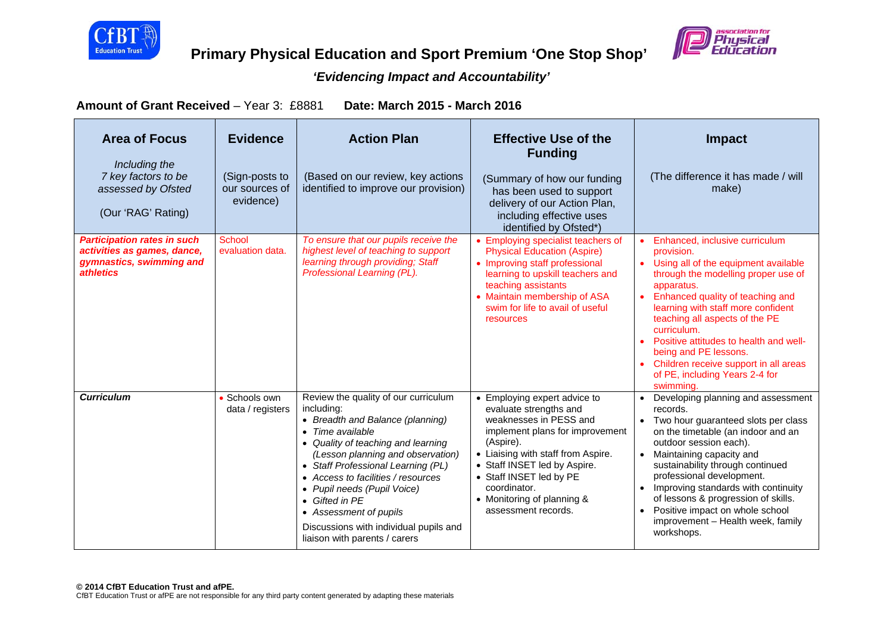# Primary Physical Education and Sport Premium 'One Stop Shop'

## *'Evidencing Impact and Accountability'*

**Amount of Grant Received** – Year 3: £8881 **Date: March 2015 - March 2016**

| **Area of Focus**<br><br>*Including the 7 key factors to be assessed by Ofsted*<br><br>(Our 'RAG' Rating) | **Evidence**<br><br>(Sign-posts to our sources of evidence) | **Action Plan**<br><br>(Based on our review, key actions identified to improve our provision) | **Effective Use of the Funding**<br><br>(Summary of how our funding has been used to support delivery of our Action Plan, including effective uses identified by Ofsted*) | **Impact**<br><br>(The difference it has made / will make) |
|---|---|---|---|---|
| ***Participation rates in such activities as games, dance, gymnastics, swimming and athletics*** | School evaluation data. | *To ensure that our pupils receive the highest level of teaching to support learning through providing; Staff Professional Learning (PL).* | • Employing specialist teachers of Physical Education (Aspire)<br>• Improving staff professional learning to upskill teachers and teaching assistants<br>• Maintain membership of ASA swim for life to avail of useful resources | • Enhanced, inclusive curriculum provision.<br>• Using all of the equipment available through the modelling proper use of apparatus.<br>• Enhanced quality of teaching and learning with staff more confident teaching all aspects of the PE curriculum.<br>• Positive attitudes to health and well-being and PE lessons.<br>• Children receive support in all areas of PE, including Years 2-4 for swimming. |
| ***Curriculum*** | • Schools own data / registers | Review the quality of our curriculum including:<br>• *Breadth and Balance (planning)*<br>• *Time available*<br>• *Quality of teaching and learning (Lesson planning and observation)*<br>• *Staff Professional Learning (PL)*<br>• *Access to facilities / resources*<br>• *Pupil needs (Pupil Voice)*<br>• *Gifted in PE*<br>• *Assessment of pupils*<br><br>Discussions with individual pupils and liaison with parents / carers | • Employing expert advice to evaluate strengths and weaknesses in PESS and implement plans for improvement (Aspire).<br>• Liaising with staff from Aspire.<br>• Staff INSET led by Aspire.<br>• Staff INSET led by PE coordinator.<br>• Monitoring of planning & assessment records. | • Developing planning and assessment records.<br>• Two hour guaranteed slots per class on the timetable (an indoor and an outdoor session each).<br>• Maintaining capacity and sustainability through continued professional development.<br>• Improving standards with continuity of lessons & progression of skills.<br>• Positive impact on whole school improvement – Health week, family workshops. |

**© 2014 CfBT Education Trust and afPE.**
CfBT Education Trust or afPE are not responsible for any third party content generated by adapting these materials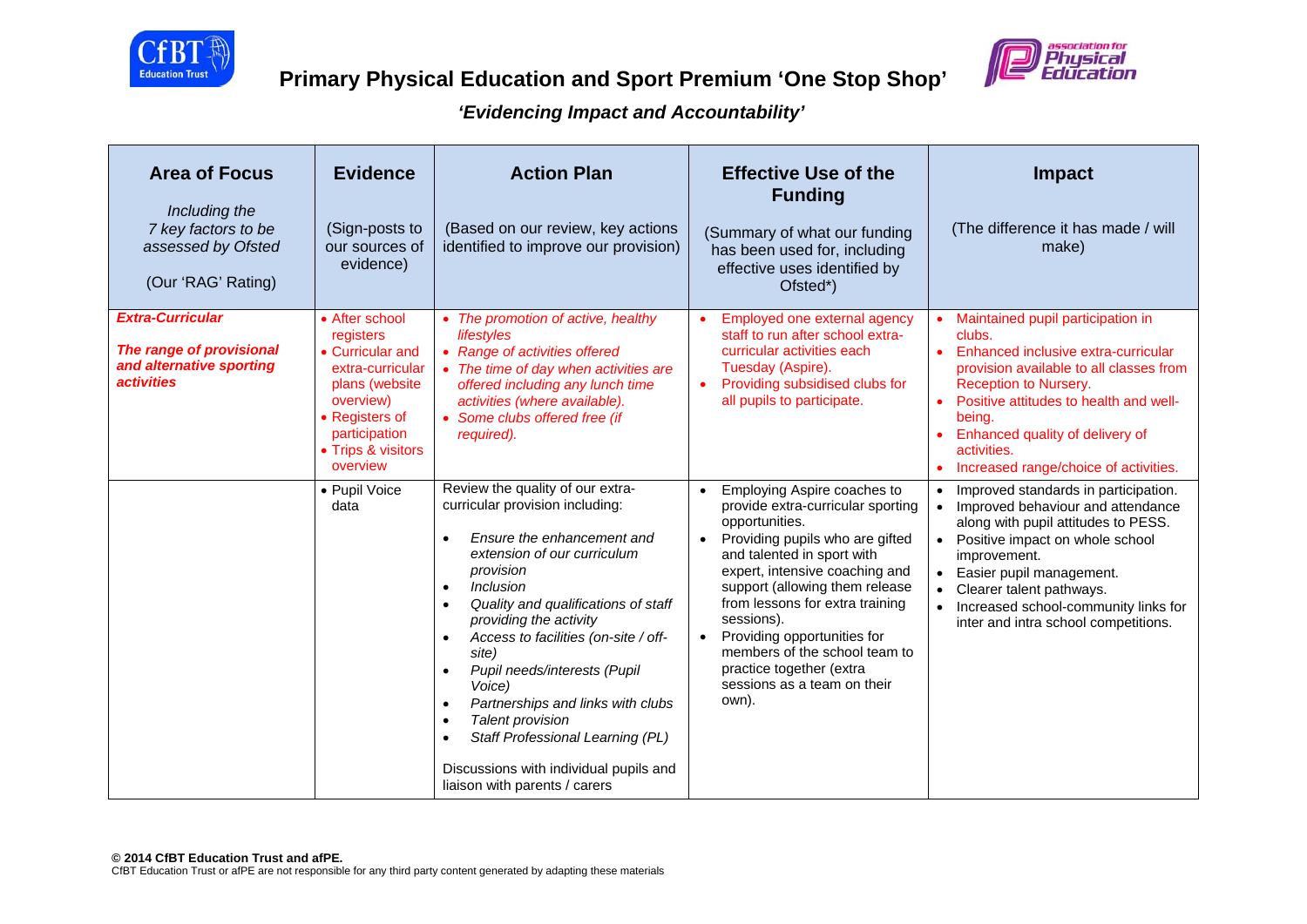# Primary Physical Education and Sport Premium 'One Stop Shop'

## *'Evidencing Impact and Accountability'*

| **Area of Focus**<br><br>*Including the 7 key factors to be assessed by Ofsted*<br><br>(Our 'RAG' Rating) | **Evidence**<br><br>(Sign-posts to our sources of evidence) | **Action Plan**<br><br>(Based on our review, key actions identified to improve our provision) | **Effective Use of the Funding**<br><br>(Summary of what our funding has been used for, including effective uses identified by Ofsted*) | **Impact**<br><br>(The difference it has made / will make) |
|---|---|---|---|---|
| ***Extra-Curricular***<br><br>***The range of provisional and alternative sporting activities*** | • After school registers<br>• Curricular and extra-curricular plans (website overview)<br>• Registers of participation<br>• Trips & visitors overview | • *The promotion of active, healthy lifestyles*<br>• *Range of activities offered*<br>• *The time of day when activities are offered including any lunch time activities (where available).*<br>• *Some clubs offered free (if required).* | • Employed one external agency staff to run after school extra-curricular activities each Tuesday (Aspire).<br>• Providing subsidised clubs for all pupils to participate. | • Maintained pupil participation in clubs.<br>• Enhanced inclusive extra-curricular provision available to all classes from Reception to Nursery.<br>• Positive attitudes to health and well-being.<br>• Enhanced quality of delivery of activities.<br>• Increased range/choice of activities. |
| | • Pupil Voice data | Review the quality of our extra-curricular provision including:<br><br>• *Ensure the enhancement and extension of our curriculum provision*<br>• *Inclusion*<br>• *Quality and qualifications of staff providing the activity*<br>• *Access to facilities (on-site / off-site)*<br>• *Pupil needs/interests (Pupil Voice)*<br>• *Partnerships and links with clubs*<br>• *Talent provision*<br>• *Staff Professional Learning (PL)*<br><br>Discussions with individual pupils and liaison with parents / carers | • Employing Aspire coaches to provide extra-curricular sporting opportunities.<br>• Providing pupils who are gifted and talented in sport with expert, intensive coaching and support (allowing them release from lessons for extra training sessions).<br>• Providing opportunities for members of the school team to practice together (extra sessions as a team on their own). | • Improved standards in participation.<br>• Improved behaviour and attendance along with pupil attitudes to PESS.<br>• Positive impact on whole school improvement.<br>• Easier pupil management.<br>• Clearer talent pathways.<br>• Increased school-community links for inter and intra school competitions. |

**© 2014 CfBT Education Trust and afPE.**
CfBT Education Trust or afPE are not responsible for any third party content generated by adapting these materials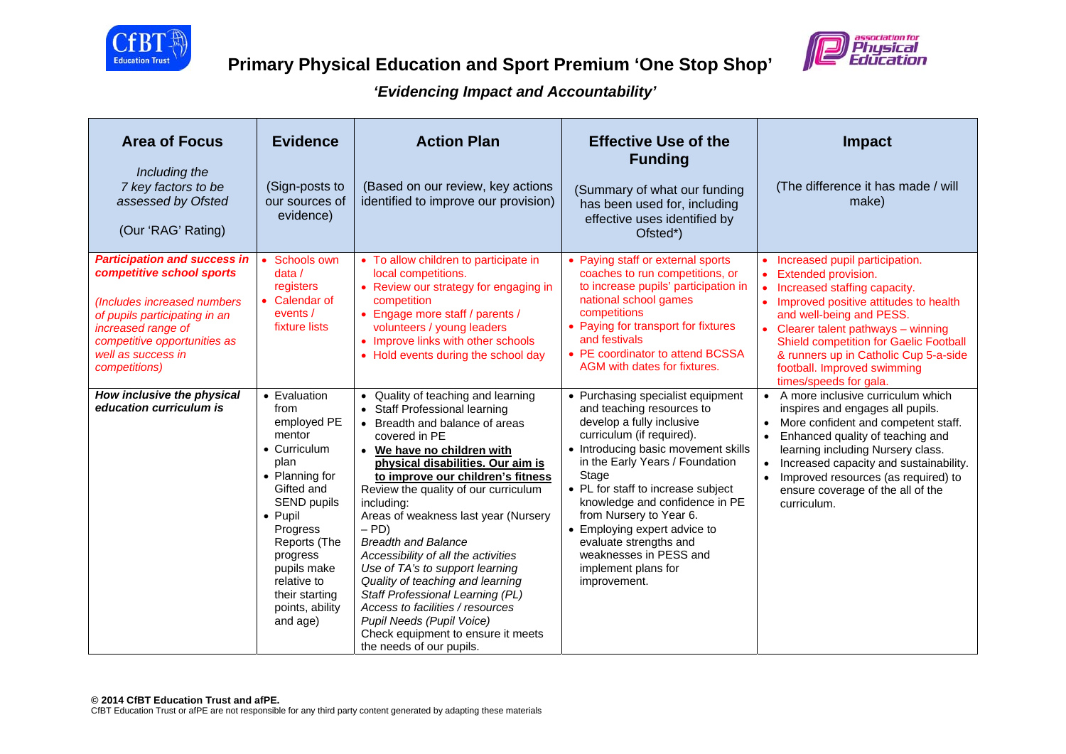# Primary Physical Education and Sport Premium 'One Stop Shop'

## *'Evidencing Impact and Accountability'*

| **Area of Focus**<br><br>*Including the 7 key factors to be assessed by Ofsted*<br><br>(Our 'RAG' Rating) | **Evidence**<br><br>(Sign-posts to our sources of evidence) | **Action Plan**<br><br>(Based on our review, key actions identified to improve our provision) | **Effective Use of the Funding**<br><br>(Summary of what our funding has been used for, including effective uses identified by Ofsted*) | **Impact**<br><br>(The difference it has made / will make) |
|---|---|---|---|---|
| ***Participation and success in competitive school sports***<br><br>*(Includes increased numbers of pupils participating in an increased range of competitive opportunities as well as success in competitions)* | • Schools own data / registers<br>• Calendar of events / fixture lists | • To allow children to participate in local competitions.<br>• Review our strategy for engaging in competition<br>• Engage more staff / parents / volunteers / young leaders<br>• Improve links with other schools<br>• Hold events during the school day | • Paying staff or external sports coaches to run competitions, or to increase pupils' participation in national school games competitions<br>• Paying for transport for fixtures and festivals<br>• PE coordinator to attend BCSSA AGM with dates for fixtures. | • Increased pupil participation.<br>• Extended provision.<br>• Increased staffing capacity.<br>• Improved positive attitudes to health and well-being and PESS.<br>• Clearer talent pathways – winning Shield competition for Gaelic Football & runners up in Catholic Cup 5-a-side football. Improved swimming times/speeds for gala. |
| ***How inclusive the physical education curriculum is*** | • Evaluation from employed PE mentor<br>• Curriculum plan<br>• Planning for Gifted and SEND pupils<br>• Pupil Progress Reports (The progress pupils make relative to their starting points, ability and age) | • Quality of teaching and learning<br>• Staff Professional learning<br>• Breadth and balance of areas covered in PE<br>• **<u>We have no children with physical disabilities. Our aim is to improve our children's fitness</u>**<br>Review the quality of our curriculum including:<br>Areas of weakness last year (Nursery – PD)<br>*Breadth and Balance*<br>*Accessibility of all the activities*<br>*Use of TA's to support learning*<br>*Quality of teaching and learning*<br>*Staff Professional Learning (PL)*<br>*Access to facilities / resources*<br>*Pupil Needs (Pupil Voice)*<br>Check equipment to ensure it meets the needs of our pupils. | • Purchasing specialist equipment and teaching resources to develop a fully inclusive curriculum (if required).<br>• Introducing basic movement skills in the Early Years / Foundation Stage<br>• PL for staff to increase subject knowledge and confidence in PE from Nursery to Year 6.<br>• Employing expert advice to evaluate strengths and weaknesses in PESS and implement plans for improvement. | • A more inclusive curriculum which inspires and engages all pupils.<br>• More confident and competent staff.<br>• Enhanced quality of teaching and learning including Nursery class.<br>• Increased capacity and sustainability.<br>• Improved resources (as required) to ensure coverage of the all of the curriculum. |

**© 2014 CfBT Education Trust and afPE.**
CfBT Education Trust or afPE are not responsible for any third party content generated by adapting these materials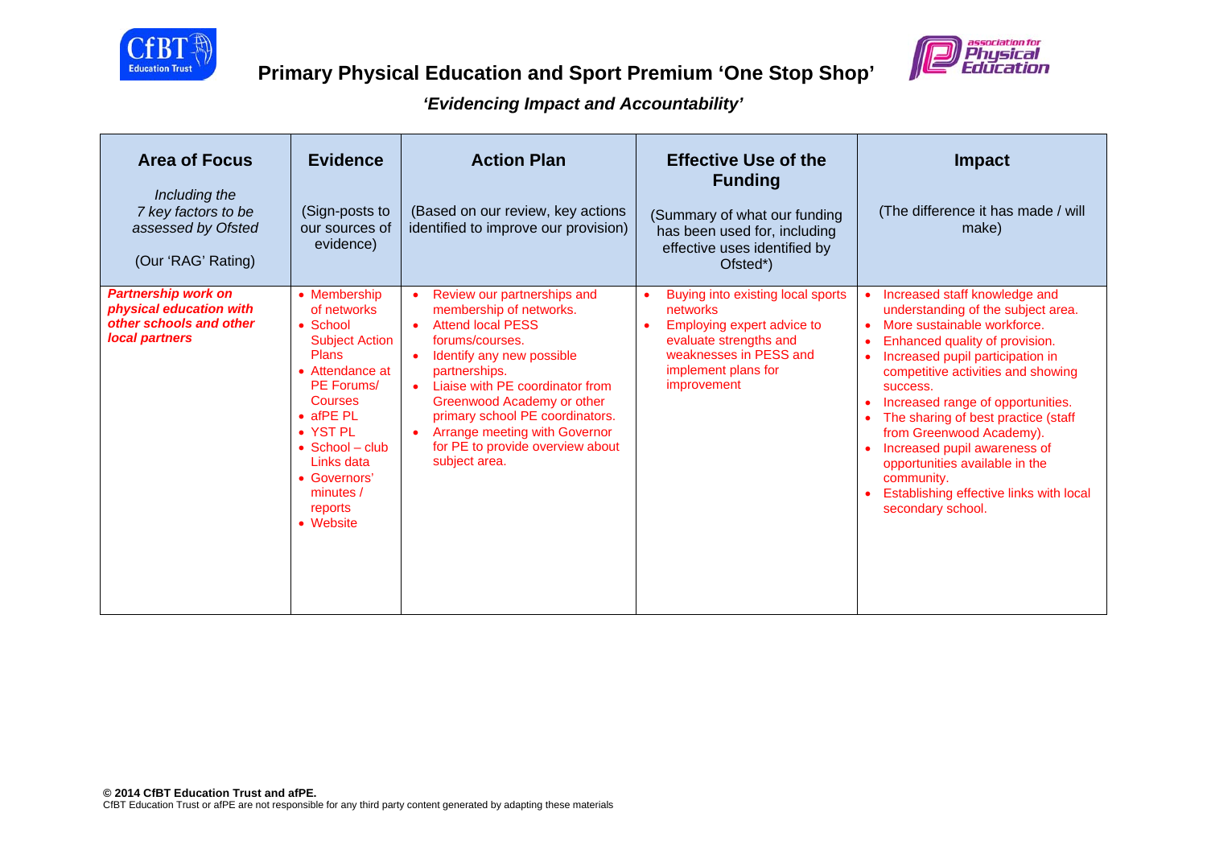# Primary Physical Education and Sport Premium 'One Stop Shop'

***'Evidencing Impact and Accountability'***

| **Area of Focus**<br><br>*Including the 7 key factors to be assessed by Ofsted*<br><br>(Our 'RAG' Rating) | **Evidence**<br><br>(Sign-posts to our sources of evidence) | **Action Plan**<br><br>(Based on our review, key actions identified to improve our provision) | **Effective Use of the Funding**<br><br>(Summary of what our funding has been used for, including effective uses identified by Ofsted*) | **Impact**<br><br>(The difference it has made / will make) |
|---|---|---|---|---|
| ***Partnership work on physical education with other schools and other local partners*** | • Membership of networks<br>• School Subject Action Plans<br>• Attendance at PE Forums/ Courses<br>• afPE PL<br>• YST PL<br>• School – club Links data<br>• Governors' minutes / reports<br>• Website | • Review our partnerships and membership of networks.<br>• Attend local PESS forums/courses.<br>• Identify any new possible partnerships.<br>• Liaise with PE coordinator from Greenwood Academy or other primary school PE coordinators.<br>• Arrange meeting with Governor for PE to provide overview about subject area. | • Buying into existing local sports networks<br>• Employing expert advice to evaluate strengths and weaknesses in PESS and implement plans for improvement | • Increased staff knowledge and understanding of the subject area.<br>• More sustainable workforce.<br>• Enhanced quality of provision.<br>• Increased pupil participation in competitive activities and showing success.<br>• Increased range of opportunities.<br>• The sharing of best practice (staff from Greenwood Academy).<br>• Increased pupil awareness of opportunities available in the community.<br>• Establishing effective links with local secondary school. |

**© 2014 CfBT Education Trust and afPE.**
CfBT Education Trust or afPE are not responsible for any third party content generated by adapting these materials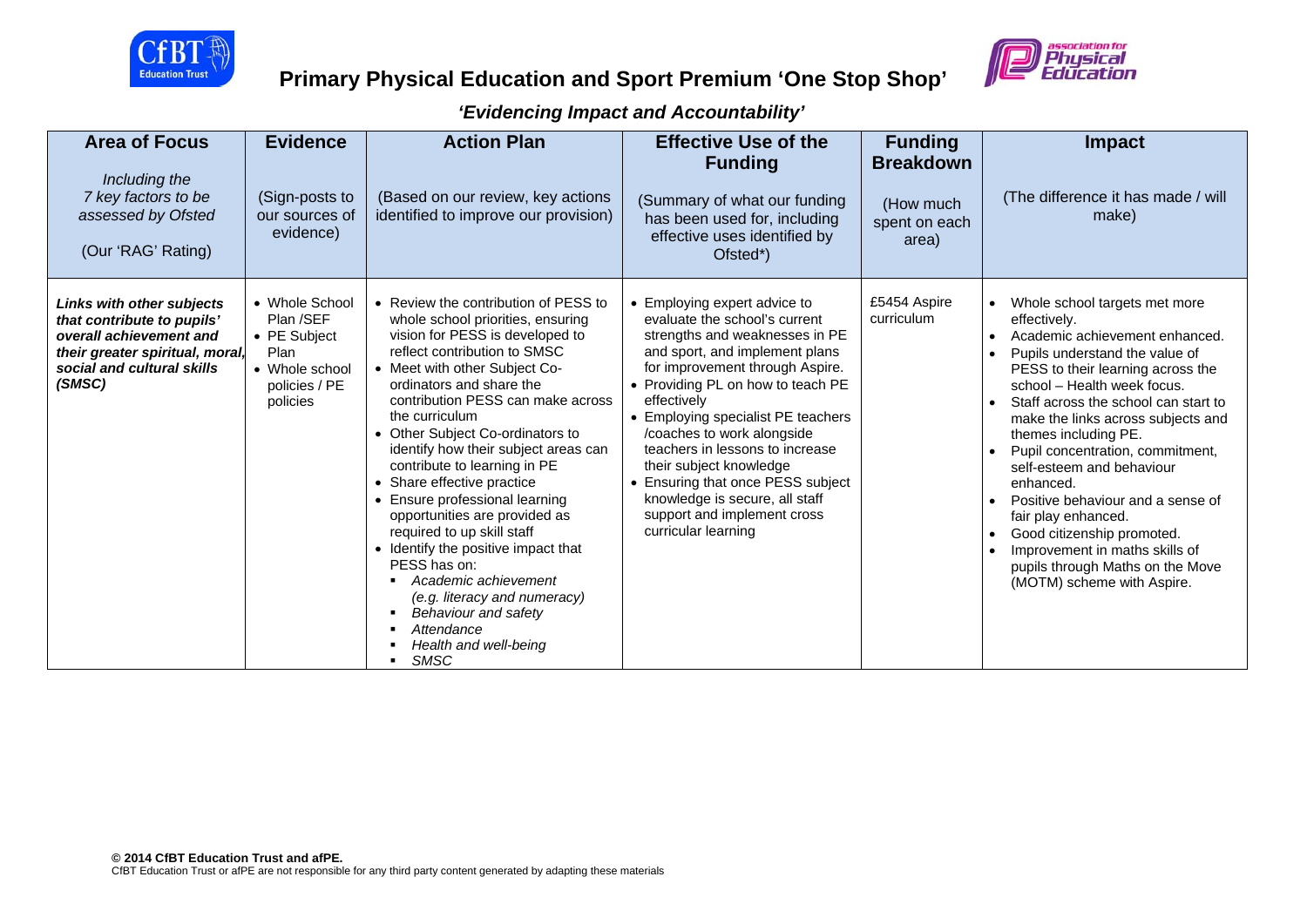# Primary Physical Education and Sport Premium 'One Stop Shop'

## *'Evidencing Impact and Accountability'*

| **Area of Focus**<br><br>*Including the 7 key factors to be assessed by Ofsted*<br><br>(Our 'RAG' Rating) | **Evidence**<br><br>(Sign-posts to our sources of evidence) | **Action Plan**<br><br>(Based on our review, key actions identified to improve our provision) | **Effective Use of the Funding**<br><br>(Summary of what our funding has been used for, including effective uses identified by Ofsted*) | **Funding Breakdown**<br><br>(How much spent on each area) | **Impact**<br><br>(The difference it has made / will make) |
|---|---|---|---|---|---|
| ***Links with other subjects that contribute to pupils' overall achievement and their greater spiritual, moral, social and cultural skills (SMSC)*** | • Whole School Plan /SEF<br>• PE Subject Plan<br>• Whole school policies / PE policies | • Review the contribution of PESS to whole school priorities, ensuring vision for PESS is developed to reflect contribution to SMSC<br>• Meet with other Subject Co-ordinators and share the contribution PESS can make across the curriculum<br>• Other Subject Co-ordinators to identify how their subject areas can contribute to learning in PE<br>• Share effective practice<br>• Ensure professional learning opportunities are provided as required to up skill staff<br>• Identify the positive impact that PESS has on:<br>▪ *Academic achievement (e.g. literacy and numeracy)*<br>▪ *Behaviour and safety*<br>▪ *Attendance*<br>▪ *Health and well-being*<br>▪ *SMSC* | • Employing expert advice to evaluate the school's current strengths and weaknesses in PE and sport, and implement plans for improvement through Aspire.<br>• Providing PL on how to teach PE effectively<br>• Employing specialist PE teachers /coaches to work alongside teachers in lessons to increase their subject knowledge<br>• Ensuring that once PESS subject knowledge is secure, all staff support and implement cross curricular learning | £5454 Aspire curriculum | • Whole school targets met more effectively.<br>• Academic achievement enhanced.<br>• Pupils understand the value of PESS to their learning across the school – Health week focus.<br>• Staff across the school can start to make the links across subjects and themes including PE.<br>• Pupil concentration, commitment, self-esteem and behaviour enhanced.<br>• Positive behaviour and a sense of fair play enhanced.<br>• Good citizenship promoted.<br>• Improvement in maths skills of pupils through Maths on the Move (MOTM) scheme with Aspire. |

**© 2014 CfBT Education Trust and afPE.**
CfBT Education Trust or afPE are not responsible for any third party content generated by adapting these materials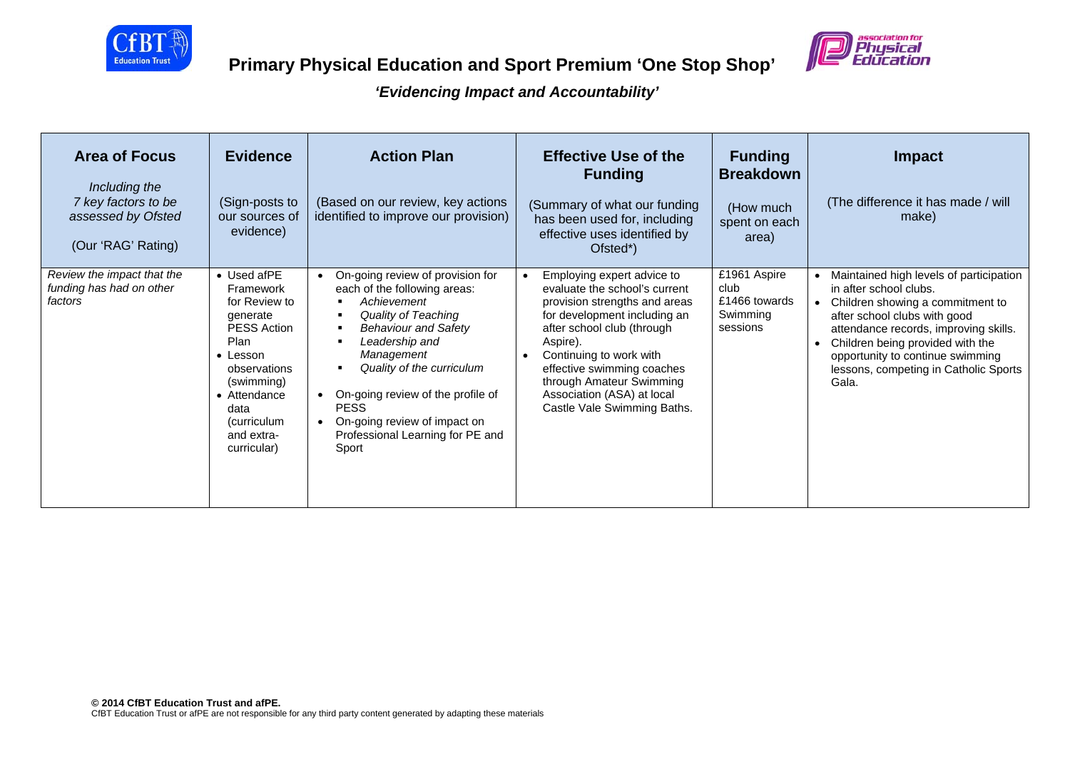# Primary Physical Education and Sport Premium 'One Stop Shop'

***'Evidencing Impact and Accountability'***

| **Area of Focus**<br><br>*Including the 7 key factors to be assessed by Ofsted*<br><br>(Our 'RAG' Rating) | **Evidence**<br><br>(Sign-posts to our sources of evidence) | **Action Plan**<br><br>(Based on our review, key actions identified to improve our provision) | **Effective Use of the Funding**<br><br>(Summary of what our funding has been used for, including effective uses identified by Ofsted*) | **Funding Breakdown**<br><br>(How much spent on each area) | **Impact**<br><br>(The difference it has made / will make) |
|---|---|---|---|---|---|
| *Review the impact that the funding has had on other factors* | • Used afPE Framework for Review to generate PESS Action Plan<br>• Lesson observations (swimming)<br>• Attendance data (curriculum and extra-curricular) | • On-going review of provision for each of the following areas:<br>&nbsp;&nbsp;▪ *Achievement*<br>&nbsp;&nbsp;▪ *Quality of Teaching*<br>&nbsp;&nbsp;▪ *Behaviour and Safety*<br>&nbsp;&nbsp;▪ *Leadership and Management*<br>&nbsp;&nbsp;▪ *Quality of the curriculum*<br>• On-going review of the profile of PESS<br>• On-going review of impact on Professional Learning for PE and Sport | • Employing expert advice to evaluate the school's current provision strengths and areas for development including an after school club (through Aspire).<br>• Continuing to work with effective swimming coaches through Amateur Swimming Association (ASA) at local Castle Vale Swimming Baths. | £1961 Aspire club<br>£1466 towards Swimming sessions | • Maintained high levels of participation in after school clubs.<br>• Children showing a commitment to after school clubs with good attendance records, improving skills.<br>• Children being provided with the opportunity to continue swimming lessons, competing in Catholic Sports Gala. |

**© 2014 CfBT Education Trust and afPE.**
CfBT Education Trust or afPE are not responsible for any third party content generated by adapting these materials